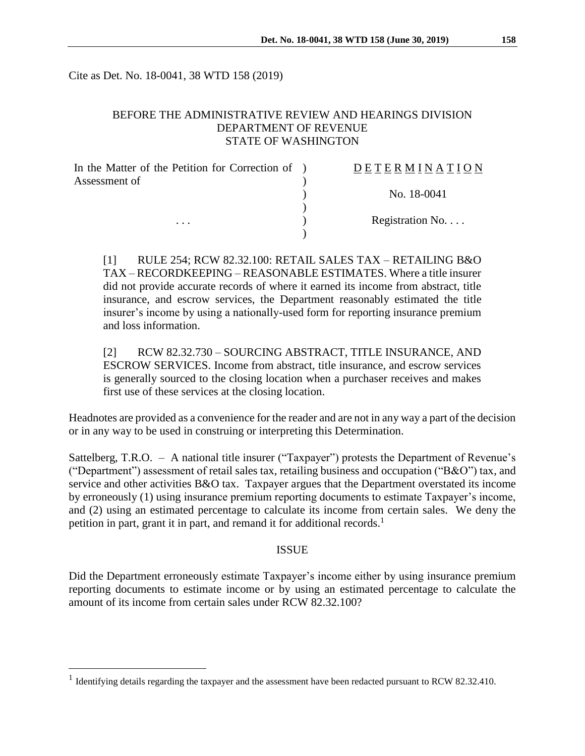Cite as Det. No. 18-0041, 38 WTD 158 (2019)

BEFORE THE ADMINISTRATIVE REVIEW AND HEARINGS DIVISION
DEPARTMENT OF REVENUE
STATE OF WASHINGTON

| In the Matter of the Petition for Correction of Assessment of | ) | D E T E R M I N A T I O N |
|---|---|---|
| | ) | No. 18-0041 |
| . . . | ) | Registration No. . . . |

[1] RULE 254; RCW 82.32.100: RETAIL SALES TAX – RETAILING B&O TAX – RECORDKEEPING – REASONABLE ESTIMATES. Where a title insurer did not provide accurate records of where it earned its income from abstract, title insurance, and escrow services, the Department reasonably estimated the title insurer's income by using a nationally-used form for reporting insurance premium and loss information.

[2] RCW 82.32.730 – SOURCING ABSTRACT, TITLE INSURANCE, AND ESCROW SERVICES. Income from abstract, title insurance, and escrow services is generally sourced to the closing location when a purchaser receives and makes first use of these services at the closing location.

Headnotes are provided as a convenience for the reader and are not in any way a part of the decision or in any way to be used in construing or interpreting this Determination.

Sattelberg, T.R.O. – A national title insurer ("Taxpayer") protests the Department of Revenue's ("Department") assessment of retail sales tax, retailing business and occupation ("B&O") tax, and service and other activities B&O tax. Taxpayer argues that the Department overstated its income by erroneously (1) using insurance premium reporting documents to estimate Taxpayer's income, and (2) using an estimated percentage to calculate its income from certain sales. We deny the petition in part, grant it in part, and remand it for additional records.[1]

## ISSUE

Did the Department erroneously estimate Taxpayer's income either by using insurance premium reporting documents to estimate income or by using an estimated percentage to calculate the amount of its income from certain sales under RCW 82.32.100?

[1] Identifying details regarding the taxpayer and the assessment have been redacted pursuant to RCW 82.32.410.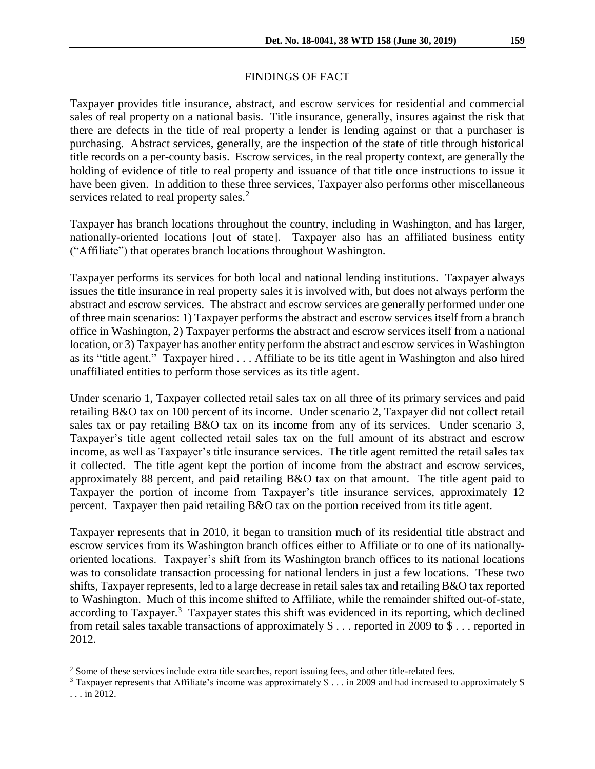## FINDINGS OF FACT

Taxpayer provides title insurance, abstract, and escrow services for residential and commercial sales of real property on a national basis. Title insurance, generally, insures against the risk that there are defects in the title of real property a lender is lending against or that a purchaser is purchasing. Abstract services, generally, are the inspection of the state of title through historical title records on a per-county basis. Escrow services, in the real property context, are generally the holding of evidence of title to real property and issuance of that title once instructions to issue it have been given. In addition to these three services, Taxpayer also performs other miscellaneous services related to real property sales.[2]

Taxpayer has branch locations throughout the country, including in Washington, and has larger, nationally-oriented locations [out of state]. Taxpayer also has an affiliated business entity ("Affiliate") that operates branch locations throughout Washington.

Taxpayer performs its services for both local and national lending institutions. Taxpayer always issues the title insurance in real property sales it is involved with, but does not always perform the abstract and escrow services. The abstract and escrow services are generally performed under one of three main scenarios: 1) Taxpayer performs the abstract and escrow services itself from a branch office in Washington, 2) Taxpayer performs the abstract and escrow services itself from a national location, or 3) Taxpayer has another entity perform the abstract and escrow services in Washington as its "title agent." Taxpayer hired . . . Affiliate to be its title agent in Washington and also hired unaffiliated entities to perform those services as its title agent.

Under scenario 1, Taxpayer collected retail sales tax on all three of its primary services and paid retailing B&O tax on 100 percent of its income. Under scenario 2, Taxpayer did not collect retail sales tax or pay retailing B&O tax on its income from any of its services. Under scenario 3, Taxpayer's title agent collected retail sales tax on the full amount of its abstract and escrow income, as well as Taxpayer's title insurance services. The title agent remitted the retail sales tax it collected. The title agent kept the portion of income from the abstract and escrow services, approximately 88 percent, and paid retailing B&O tax on that amount. The title agent paid to Taxpayer the portion of income from Taxpayer's title insurance services, approximately 12 percent. Taxpayer then paid retailing B&O tax on the portion received from its title agent.

Taxpayer represents that in 2010, it began to transition much of its residential title abstract and escrow services from its Washington branch offices either to Affiliate or to one of its nationally-oriented locations. Taxpayer's shift from its Washington branch offices to its national locations was to consolidate transaction processing for national lenders in just a few locations. These two shifts, Taxpayer represents, led to a large decrease in retail sales tax and retailing B&O tax reported to Washington. Much of this income shifted to Affiliate, while the remainder shifted out-of-state, according to Taxpayer.[3] Taxpayer states this shift was evidenced in its reporting, which declined from retail sales taxable transactions of approximately $ . . . reported in 2009 to $ . . . reported in 2012.

---

[2] Some of these services include extra title searches, report issuing fees, and other title-related fees.

[3] Taxpayer represents that Affiliate's income was approximately $ . . . in 2009 and had increased to approximately $ . . . in 2012.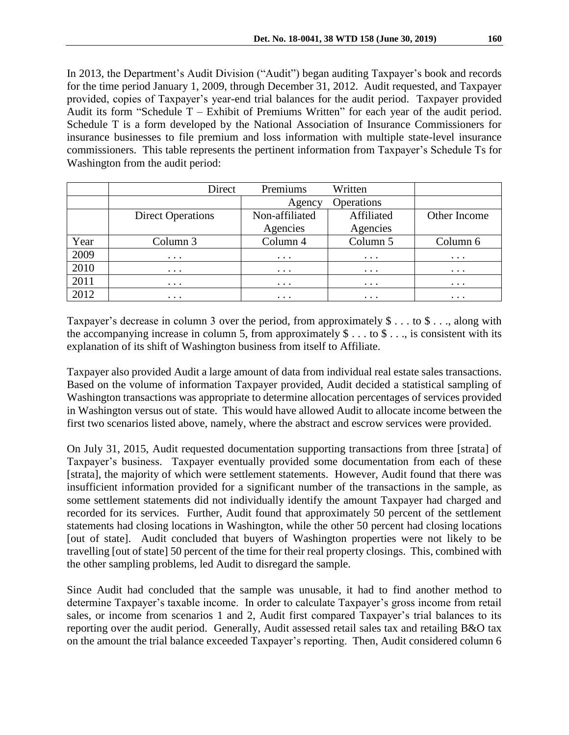In 2013, the Department's Audit Division ("Audit") began auditing Taxpayer's book and records for the time period January 1, 2009, through December 31, 2012. Audit requested, and Taxpayer provided, copies of Taxpayer's year-end trial balances for the audit period. Taxpayer provided Audit its form "Schedule T – Exhibit of Premiums Written" for each year of the audit period. Schedule T is a form developed by the National Association of Insurance Commissioners for insurance businesses to file premium and loss information with multiple state-level insurance commissioners. This table represents the pertinent information from Taxpayer's Schedule Ts for Washington from the audit period:

| | Direct Premiums Written | | | |
|---|---|---|---|---|
| | | Agency Operations | | |
| | Direct Operations | Non-affiliated Agencies | Affiliated Agencies | Other Income |
| Year | Column 3 | Column 4 | Column 5 | Column 6 |
| 2009 | . . . | . . . | . . . | . . . |
| 2010 | . . . | . . . | . . . | . . . |
| 2011 | . . . | . . . | . . . | . . . |
| 2012 | . . . | . . . | . . . | . . . |

Taxpayer's decrease in column 3 over the period, from approximately $ . . . to $ . . ., along with the accompanying increase in column 5, from approximately $ . . . to $ . . ., is consistent with its explanation of its shift of Washington business from itself to Affiliate.

Taxpayer also provided Audit a large amount of data from individual real estate sales transactions. Based on the volume of information Taxpayer provided, Audit decided a statistical sampling of Washington transactions was appropriate to determine allocation percentages of services provided in Washington versus out of state. This would have allowed Audit to allocate income between the first two scenarios listed above, namely, where the abstract and escrow services were provided.

On July 31, 2015, Audit requested documentation supporting transactions from three [strata] of Taxpayer's business. Taxpayer eventually provided some documentation from each of these [strata], the majority of which were settlement statements. However, Audit found that there was insufficient information provided for a significant number of the transactions in the sample, as some settlement statements did not individually identify the amount Taxpayer had charged and recorded for its services. Further, Audit found that approximately 50 percent of the settlement statements had closing locations in Washington, while the other 50 percent had closing locations [out of state]. Audit concluded that buyers of Washington properties were not likely to be travelling [out of state] 50 percent of the time for their real property closings. This, combined with the other sampling problems, led Audit to disregard the sample.

Since Audit had concluded that the sample was unusable, it had to find another method to determine Taxpayer's taxable income. In order to calculate Taxpayer's gross income from retail sales, or income from scenarios 1 and 2, Audit first compared Taxpayer's trial balances to its reporting over the audit period. Generally, Audit assessed retail sales tax and retailing B&O tax on the amount the trial balance exceeded Taxpayer's reporting. Then, Audit considered column 6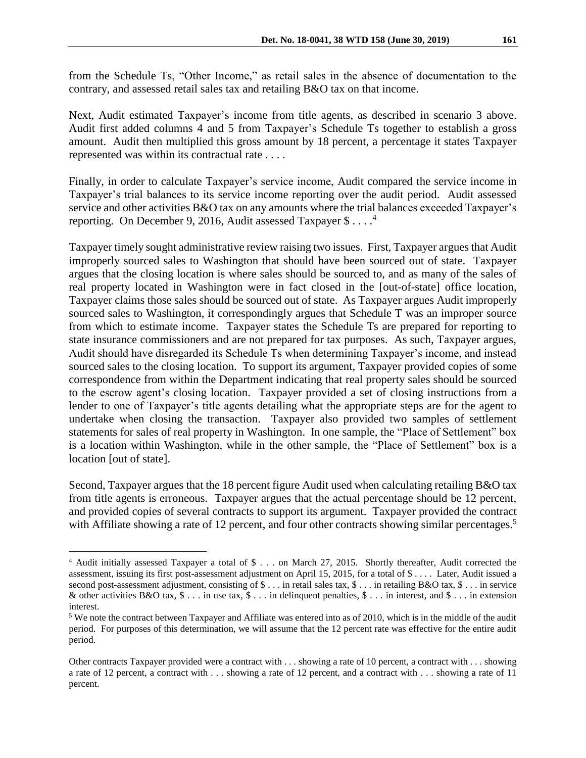from the Schedule Ts, "Other Income," as retail sales in the absence of documentation to the contrary, and assessed retail sales tax and retailing B&O tax on that income.

Next, Audit estimated Taxpayer's income from title agents, as described in scenario 3 above. Audit first added columns 4 and 5 from Taxpayer's Schedule Ts together to establish a gross amount. Audit then multiplied this gross amount by 18 percent, a percentage it states Taxpayer represented was within its contractual rate . . . .

Finally, in order to calculate Taxpayer's service income, Audit compared the service income in Taxpayer's trial balances to its service income reporting over the audit period. Audit assessed service and other activities B&O tax on any amounts where the trial balances exceeded Taxpayer's reporting. On December 9, 2016, Audit assessed Taxpayer $ . . . .[4]

Taxpayer timely sought administrative review raising two issues. First, Taxpayer argues that Audit improperly sourced sales to Washington that should have been sourced out of state. Taxpayer argues that the closing location is where sales should be sourced to, and as many of the sales of real property located in Washington were in fact closed in the [out-of-state] office location, Taxpayer claims those sales should be sourced out of state. As Taxpayer argues Audit improperly sourced sales to Washington, it correspondingly argues that Schedule T was an improper source from which to estimate income. Taxpayer states the Schedule Ts are prepared for reporting to state insurance commissioners and are not prepared for tax purposes. As such, Taxpayer argues, Audit should have disregarded its Schedule Ts when determining Taxpayer's income, and instead sourced sales to the closing location. To support its argument, Taxpayer provided copies of some correspondence from within the Department indicating that real property sales should be sourced to the escrow agent's closing location. Taxpayer provided a set of closing instructions from a lender to one of Taxpayer's title agents detailing what the appropriate steps are for the agent to undertake when closing the transaction. Taxpayer also provided two samples of settlement statements for sales of real property in Washington. In one sample, the "Place of Settlement" box is a location within Washington, while in the other sample, the "Place of Settlement" box is a location [out of state].

Second, Taxpayer argues that the 18 percent figure Audit used when calculating retailing B&O tax from title agents is erroneous. Taxpayer argues that the actual percentage should be 12 percent, and provided copies of several contracts to support its argument. Taxpayer provided the contract with Affiliate showing a rate of 12 percent, and four other contracts showing similar percentages.[5]

---

[4] Audit initially assessed Taxpayer a total of $ . . . on March 27, 2015. Shortly thereafter, Audit corrected the assessment, issuing its first post-assessment adjustment on April 15, 2015, for a total of $ . . . . Later, Audit issued a second post-assessment adjustment, consisting of $ . . . in retail sales tax, $ . . . in retailing B&O tax, $ . . . in service & other activities B&O tax, $ . . . in use tax, $ . . . in delinquent penalties, $ . . . in interest, and $ . . . in extension interest.

[5] We note the contract between Taxpayer and Affiliate was entered into as of 2010, which is in the middle of the audit period. For purposes of this determination, we will assume that the 12 percent rate was effective for the entire audit period.

Other contracts Taxpayer provided were a contract with . . . showing a rate of 10 percent, a contract with . . . showing a rate of 12 percent, a contract with . . . showing a rate of 12 percent, and a contract with . . . showing a rate of 11 percent.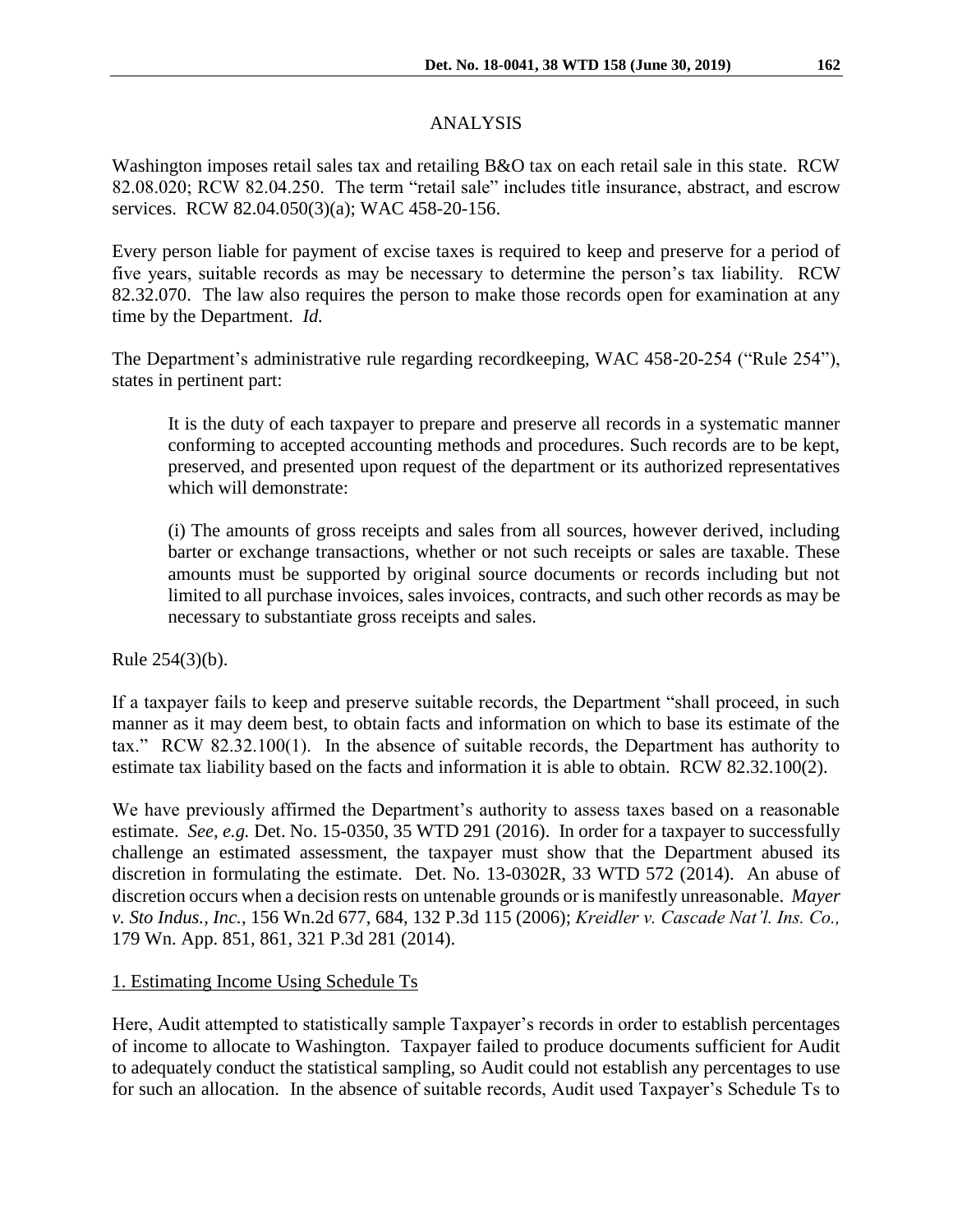## ANALYSIS

Washington imposes retail sales tax and retailing B&O tax on each retail sale in this state. RCW 82.08.020; RCW 82.04.250. The term "retail sale" includes title insurance, abstract, and escrow services. RCW 82.04.050(3)(a); WAC 458-20-156.

Every person liable for payment of excise taxes is required to keep and preserve for a period of five years, suitable records as may be necessary to determine the person's tax liability. RCW 82.32.070. The law also requires the person to make those records open for examination at any time by the Department. *Id.*

The Department's administrative rule regarding recordkeeping, WAC 458-20-254 ("Rule 254"), states in pertinent part:

> It is the duty of each taxpayer to prepare and preserve all records in a systematic manner conforming to accepted accounting methods and procedures. Such records are to be kept, preserved, and presented upon request of the department or its authorized representatives which will demonstrate:
>
> (i) The amounts of gross receipts and sales from all sources, however derived, including barter or exchange transactions, whether or not such receipts or sales are taxable. These amounts must be supported by original source documents or records including but not limited to all purchase invoices, sales invoices, contracts, and such other records as may be necessary to substantiate gross receipts and sales.

Rule 254(3)(b).

If a taxpayer fails to keep and preserve suitable records, the Department "shall proceed, in such manner as it may deem best, to obtain facts and information on which to base its estimate of the tax." RCW 82.32.100(1). In the absence of suitable records, the Department has authority to estimate tax liability based on the facts and information it is able to obtain. RCW 82.32.100(2).

We have previously affirmed the Department's authority to assess taxes based on a reasonable estimate. *See, e.g.* Det. No. 15-0350, 35 WTD 291 (2016). In order for a taxpayer to successfully challenge an estimated assessment, the taxpayer must show that the Department abused its discretion in formulating the estimate. Det. No. 13-0302R, 33 WTD 572 (2014). An abuse of discretion occurs when a decision rests on untenable grounds or is manifestly unreasonable. *Mayer v. Sto Indus., Inc.*, 156 Wn.2d 677, 684, 132 P.3d 115 (2006); *Kreidler v. Cascade Nat'l. Ins. Co.,* 179 Wn. App. 851, 861, 321 P.3d 281 (2014).

### 1. Estimating Income Using Schedule Ts

Here, Audit attempted to statistically sample Taxpayer's records in order to establish percentages of income to allocate to Washington. Taxpayer failed to produce documents sufficient for Audit to adequately conduct the statistical sampling, so Audit could not establish any percentages to use for such an allocation. In the absence of suitable records, Audit used Taxpayer's Schedule Ts to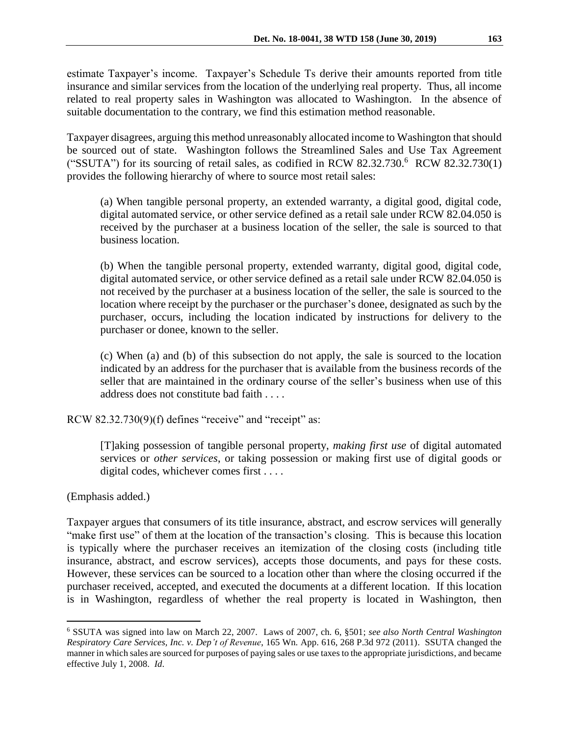estimate Taxpayer's income. Taxpayer's Schedule Ts derive their amounts reported from title insurance and similar services from the location of the underlying real property. Thus, all income related to real property sales in Washington was allocated to Washington. In the absence of suitable documentation to the contrary, we find this estimation method reasonable.

Taxpayer disagrees, arguing this method unreasonably allocated income to Washington that should be sourced out of state. Washington follows the Streamlined Sales and Use Tax Agreement ("SSUTA") for its sourcing of retail sales, as codified in RCW 82.32.730.[6] RCW 82.32.730(1) provides the following hierarchy of where to source most retail sales:

> (a) When tangible personal property, an extended warranty, a digital good, digital code, digital automated service, or other service defined as a retail sale under RCW 82.04.050 is received by the purchaser at a business location of the seller, the sale is sourced to that business location.
>
> (b) When the tangible personal property, extended warranty, digital good, digital code, digital automated service, or other service defined as a retail sale under RCW 82.04.050 is not received by the purchaser at a business location of the seller, the sale is sourced to the location where receipt by the purchaser or the purchaser's donee, designated as such by the purchaser, occurs, including the location indicated by instructions for delivery to the purchaser or donee, known to the seller.
>
> (c) When (a) and (b) of this subsection do not apply, the sale is sourced to the location indicated by an address for the purchaser that is available from the business records of the seller that are maintained in the ordinary course of the seller's business when use of this address does not constitute bad faith . . . .

RCW 82.32.730(9)(f) defines "receive" and "receipt" as:

> [T]aking possession of tangible personal property, *making first use* of digital automated services or *other services*, or taking possession or making first use of digital goods or digital codes, whichever comes first . . . .

(Emphasis added.)

Taxpayer argues that consumers of its title insurance, abstract, and escrow services will generally "make first use" of them at the location of the transaction's closing. This is because this location is typically where the purchaser receives an itemization of the closing costs (including title insurance, abstract, and escrow services), accepts those documents, and pays for these costs. However, these services can be sourced to a location other than where the closing occurred if the purchaser received, accepted, and executed the documents at a different location. If this location is in Washington, regardless of whether the real property is located in Washington, then

---

[6] SSUTA was signed into law on March 22, 2007. Laws of 2007, ch. 6, §501; *see also North Central Washington Respiratory Care Services, Inc. v. Dep't of Revenue*, 165 Wn. App. 616, 268 P.3d 972 (2011). SSUTA changed the manner in which sales are sourced for purposes of paying sales or use taxes to the appropriate jurisdictions, and became effective July 1, 2008. *Id*.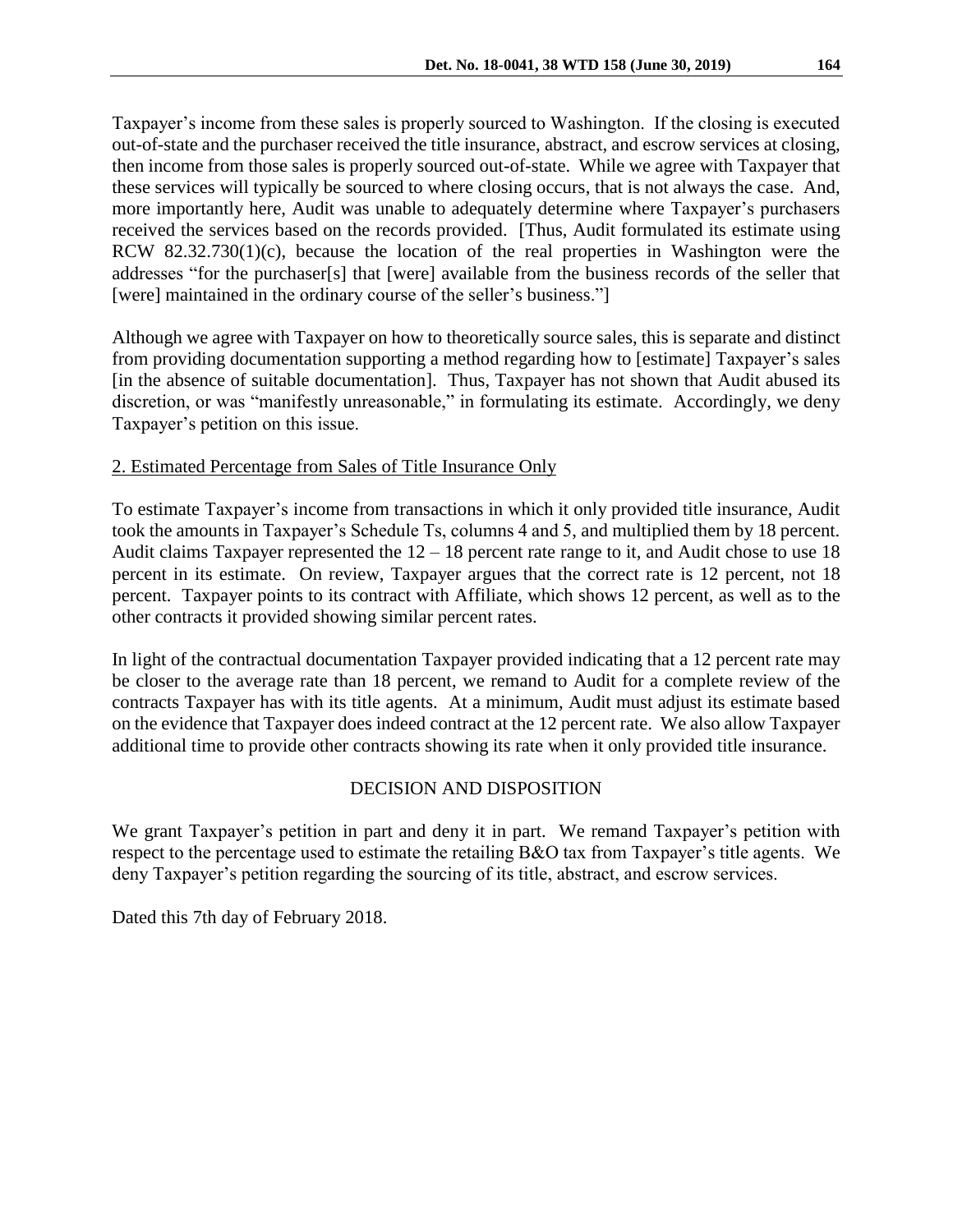Taxpayer's income from these sales is properly sourced to Washington. If the closing is executed out-of-state and the purchaser received the title insurance, abstract, and escrow services at closing, then income from those sales is properly sourced out-of-state. While we agree with Taxpayer that these services will typically be sourced to where closing occurs, that is not always the case. And, more importantly here, Audit was unable to adequately determine where Taxpayer's purchasers received the services based on the records provided. [Thus, Audit formulated its estimate using RCW 82.32.730(1)(c), because the location of the real properties in Washington were the addresses "for the purchaser[s] that [were] available from the business records of the seller that [were] maintained in the ordinary course of the seller's business."]

Although we agree with Taxpayer on how to theoretically source sales, this is separate and distinct from providing documentation supporting a method regarding how to [estimate] Taxpayer's sales [in the absence of suitable documentation]. Thus, Taxpayer has not shown that Audit abused its discretion, or was "manifestly unreasonable," in formulating its estimate. Accordingly, we deny Taxpayer's petition on this issue.

2. Estimated Percentage from Sales of Title Insurance Only

To estimate Taxpayer's income from transactions in which it only provided title insurance, Audit took the amounts in Taxpayer's Schedule Ts, columns 4 and 5, and multiplied them by 18 percent. Audit claims Taxpayer represented the 12 – 18 percent rate range to it, and Audit chose to use 18 percent in its estimate. On review, Taxpayer argues that the correct rate is 12 percent, not 18 percent. Taxpayer points to its contract with Affiliate, which shows 12 percent, as well as to the other contracts it provided showing similar percent rates.

In light of the contractual documentation Taxpayer provided indicating that a 12 percent rate may be closer to the average rate than 18 percent, we remand to Audit for a complete review of the contracts Taxpayer has with its title agents. At a minimum, Audit must adjust its estimate based on the evidence that Taxpayer does indeed contract at the 12 percent rate. We also allow Taxpayer additional time to provide other contracts showing its rate when it only provided title insurance.

## DECISION AND DISPOSITION

We grant Taxpayer's petition in part and deny it in part. We remand Taxpayer's petition with respect to the percentage used to estimate the retailing B&O tax from Taxpayer's title agents. We deny Taxpayer's petition regarding the sourcing of its title, abstract, and escrow services.

Dated this 7th day of February 2018.